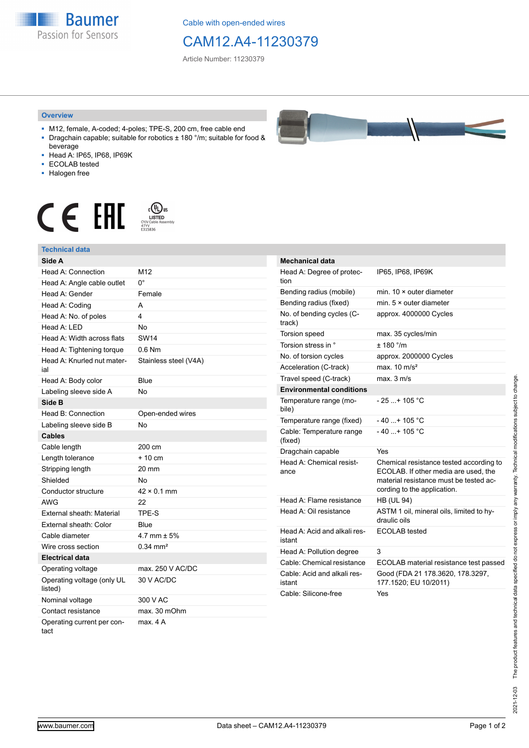Cable with open-ended wires

# CAM12.A4-11230379

Article Number: 11230379

## Overview

- M12, female, A-coded; 4-poles; TPE-S, 200 cm, free cable end
- Dragchain capable; suitable for robotics ± 180 °/m; suitable for food & beverage
- Head A: IP65, IP68, IP69K
- ECOLAB tested
- Halogen free

## Technical data

| Side A | |
|---|---|
| Head A: Connection | M12 |
| Head A: Angle cable outlet | 0° |
| Head A: Gender | Female |
| Head A: Coding | A |
| Head A: No. of poles | 4 |
| Head A: LED | No |
| Head A: Width across flats | SW14 |
| Head A: Tightening torque | 0.6 Nm |
| Head A: Knurled nut material | Stainless steel (V4A) |
| Head A: Body color | Blue |
| Labeling sleeve side A | No |
| **Side B** | |
| Head B: Connection | Open-ended wires |
| Labeling sleeve side B | No |
| **Cables** | |
| Cable length | 200 cm |
| Length tolerance | + 10 cm |
| Stripping length | 20 mm |
| Shielded | No |
| Conductor structure | 42 × 0.1 mm |
| AWG | 22 |
| External sheath: Material | TPE-S |
| External sheath: Color | Blue |
| Cable diameter | 4.7 mm ± 5% |
| Wire cross section | 0.34 mm² |
| **Electrical data** | |
| Operating voltage | max. 250 V AC/DC |
| Operating voltage (only UL listed) | 30 V AC/DC |
| Nominal voltage | 300 V AC |
| Contact resistance | max. 30 mOhm |
| Operating current per contact | max. 4 A |

| Mechanical data | |
|---|---|
| Head A: Degree of protection | IP65, IP68, IP69K |
| Bending radius (mobile) | min. 10 × outer diameter |
| Bending radius (fixed) | min. 5 × outer diameter |
| No. of bending cycles (C-track) | approx. 4000000 Cycles |
| Torsion speed | max. 35 cycles/min |
| Torsion stress in ° | ± 180 °/m |
| No. of torsion cycles | approx. 2000000 Cycles |
| Acceleration (C-track) | max. 10 m/s² |
| Travel speed (C-track) | max. 3 m/s |
| **Environmental conditions** | |
| Temperature range (mobile) | - 25 ...+ 105 °C |
| Temperature range (fixed) | - 40 ...+ 105 °C |
| Cable: Temperature range (fixed) | - 40 ...+ 105 °C |
| Dragchain capable | Yes |
| Head A: Chemical resistance | Chemical resistance tested according to ECOLAB. If other media are used, the material resistance must be tested according to the application. |
| Head A: Flame resistance | HB (UL 94) |
| Head A: Oil resistance | ASTM 1 oil, mineral oils, limited to hydraulic oils |
| Head A: Acid and alkali resistant | ECOLAB tested |
| Head A: Pollution degree | 3 |
| Cable: Chemical resistance | ECOLAB material resistance test passed |
| Cable: Acid and alkali resistant | Good (FDA 21 178.3620, 178.3297, 177.1520; EU 10/2011) |
| Cable: Silicone-free | Yes |

The product features and technical data specified do not express or imply any warranty. Technical modifications subject to change. 2021-12-03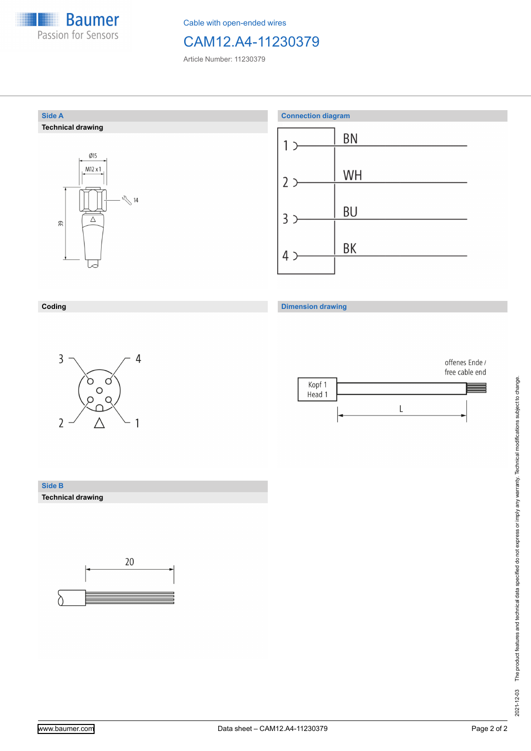Cable with open-ended wires

# CAM12.A4-11230379

Article Number: 11230379

## Side A

### Technical drawing

Ø15

M12 x 1

14

39

## Connection diagram

1 BN

2 WH

3 BU

4 BK

### Coding

3 4

2 1

## Dimension drawing

offenes Ende / free cable end

Kopf 1 Head 1

L

## Side B

### Technical drawing

20

The product features and technical data specified do not express or imply any warranty. Technical modifications subject to change.

2021-12-03

www.baumer.com

Data sheet – CAM12.A4-11230379